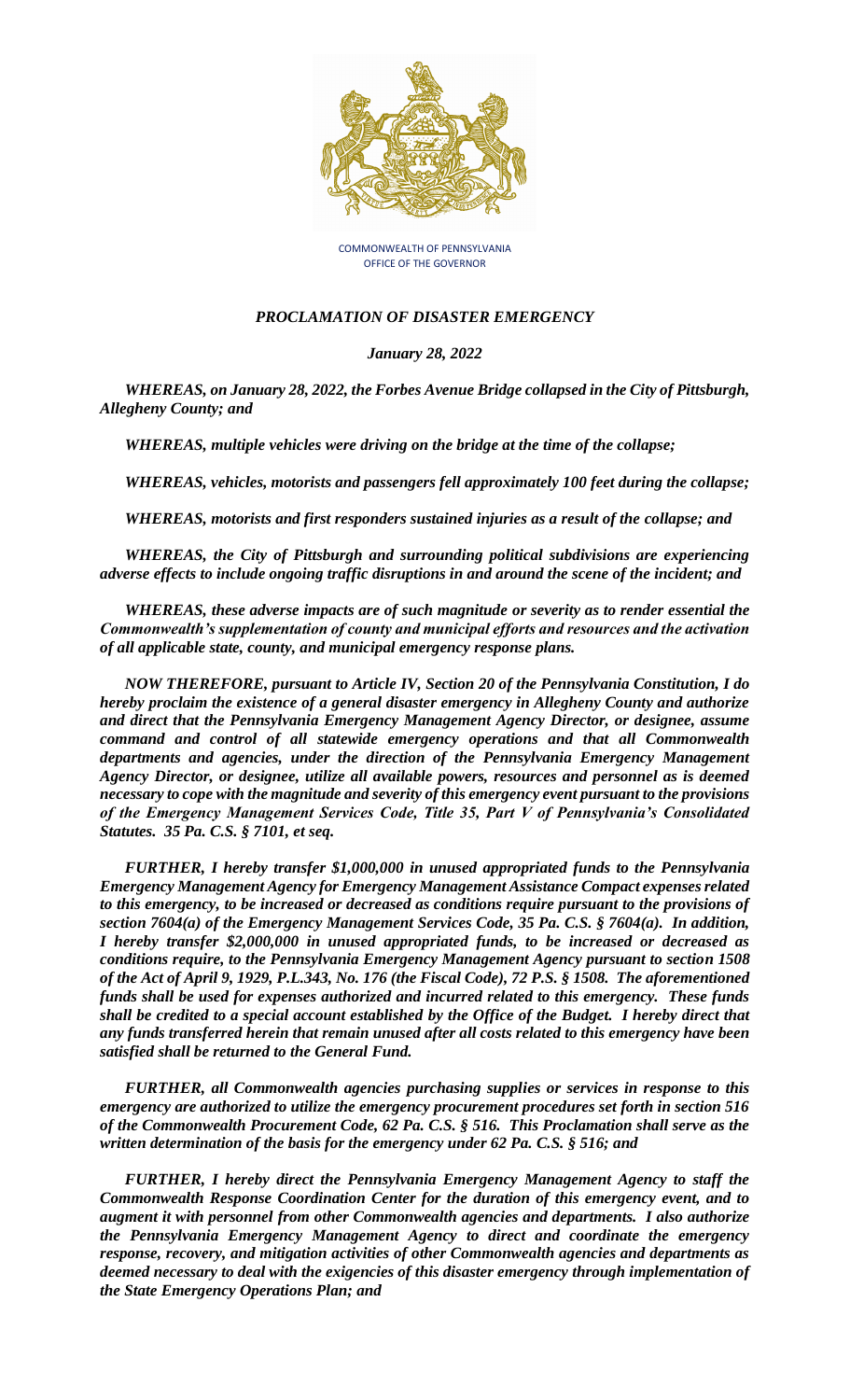COMMONWEALTH OF PENNSYLVANIA
OFFICE OF THE GOVERNOR

# *PROCLAMATION OF DISASTER EMERGENCY*

*January 28, 2022*

***WHEREAS**, on January 28, 2022, the Forbes Avenue Bridge collapsed in the City of Pittsburgh, Allegheny County; and*

***WHEREAS**, multiple vehicles were driving on the bridge at the time of the collapse;*

***WHEREAS**, vehicles, motorists and passengers fell approximately 100 feet during the collapse;*

***WHEREAS**, motorists and first responders sustained injuries as a result of the collapse; and*

***WHEREAS**, the City of Pittsburgh and surrounding political subdivisions are experiencing adverse effects to include ongoing traffic disruptions in and around the scene of the incident; and*

***WHEREAS**, these adverse impacts are of such magnitude or severity as to render essential the Commonwealth's supplementation of county and municipal efforts and resources and the activation of all applicable state, county, and municipal emergency response plans.*

***NOW THEREFORE**, pursuant to Article IV, Section 20 of the Pennsylvania Constitution, I do hereby proclaim the existence of a general disaster emergency in Allegheny County and authorize and direct that the Pennsylvania Emergency Management Agency Director, or designee, assume command and control of all statewide emergency operations and that all Commonwealth departments and agencies, under the direction of the Pennsylvania Emergency Management Agency Director, or designee, utilize all available powers, resources and personnel as is deemed necessary to cope with the magnitude and severity of this emergency event pursuant to the provisions of the Emergency Management Services Code, Title 35, Part V of Pennsylvania's Consolidated Statutes. 35 Pa. C.S. § 7101, et seq.*

***FURTHER**, I hereby transfer $1,000,000 in unused appropriated funds to the Pennsylvania Emergency Management Agency for Emergency Management Assistance Compact expenses related to this emergency, to be increased or decreased as conditions require pursuant to the provisions of section 7604(a) of the Emergency Management Services Code, 35 Pa. C.S. § 7604(a). In addition, I hereby transfer $2,000,000 in unused appropriated funds, to be increased or decreased as conditions require, to the Pennsylvania Emergency Management Agency pursuant to section 1508 of the Act of April 9, 1929, P.L.343, No. 176 (the Fiscal Code), 72 P.S. § 1508. The aforementioned funds shall be used for expenses authorized and incurred related to this emergency. These funds shall be credited to a special account established by the Office of the Budget. I hereby direct that any funds transferred herein that remain unused after all costs related to this emergency have been satisfied shall be returned to the General Fund.*

***FURTHER**, all Commonwealth agencies purchasing supplies or services in response to this emergency are authorized to utilize the emergency procurement procedures set forth in section 516 of the Commonwealth Procurement Code, 62 Pa. C.S. § 516. This Proclamation shall serve as the written determination of the basis for the emergency under 62 Pa. C.S. § 516; and*

***FURTHER**, I hereby direct the Pennsylvania Emergency Management Agency to staff the Commonwealth Response Coordination Center for the duration of this emergency event, and to augment it with personnel from other Commonwealth agencies and departments. I also authorize the Pennsylvania Emergency Management Agency to direct and coordinate the emergency response, recovery, and mitigation activities of other Commonwealth agencies and departments as deemed necessary to deal with the exigencies of this disaster emergency through implementation of the State Emergency Operations Plan; and*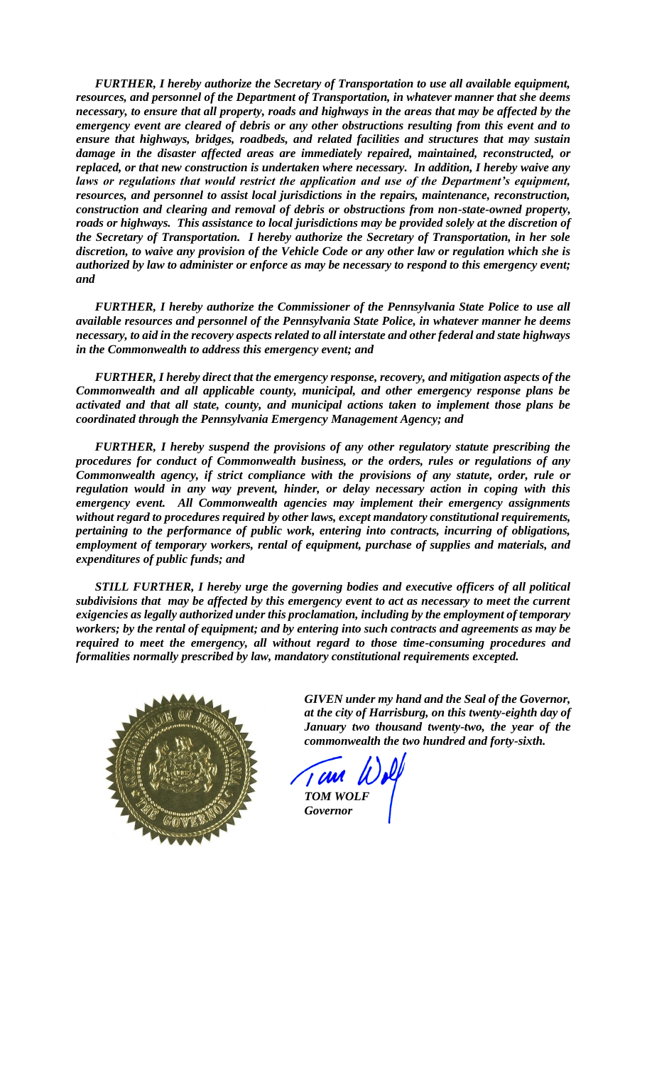***FURTHER, I hereby authorize the Secretary of Transportation to use all available equipment, resources, and personnel of the Department of Transportation, in whatever manner that she deems necessary, to ensure that all property, roads and highways in the areas that may be affected by the emergency event are cleared of debris or any other obstructions resulting from this event and to ensure that highways, bridges, roadbeds, and related facilities and structures that may sustain damage in the disaster affected areas are immediately repaired, maintained, reconstructed, or replaced, or that new construction is undertaken where necessary. In addition, I hereby waive any laws or regulations that would restrict the application and use of the Department's equipment, resources, and personnel to assist local jurisdictions in the repairs, maintenance, reconstruction, construction and clearing and removal of debris or obstructions from non-state-owned property, roads or highways. This assistance to local jurisdictions may be provided solely at the discretion of the Secretary of Transportation. I hereby authorize the Secretary of Transportation, in her sole discretion, to waive any provision of the Vehicle Code or any other law or regulation which she is authorized by law to administer or enforce as may be necessary to respond to this emergency event; and***

***FURTHER, I hereby authorize the Commissioner of the Pennsylvania State Police to use all available resources and personnel of the Pennsylvania State Police, in whatever manner he deems necessary, to aid in the recovery aspects related to all interstate and other federal and state highways in the Commonwealth to address this emergency event; and***

***FURTHER, I hereby direct that the emergency response, recovery, and mitigation aspects of the Commonwealth and all applicable county, municipal, and other emergency response plans be activated and that all state, county, and municipal actions taken to implement those plans be coordinated through the Pennsylvania Emergency Management Agency; and***

***FURTHER, I hereby suspend the provisions of any other regulatory statute prescribing the procedures for conduct of Commonwealth business, or the orders, rules or regulations of any Commonwealth agency, if strict compliance with the provisions of any statute, order, rule or regulation would in any way prevent, hinder, or delay necessary action in coping with this emergency event. All Commonwealth agencies may implement their emergency assignments without regard to procedures required by other laws, except mandatory constitutional requirements, pertaining to the performance of public work, entering into contracts, incurring of obligations, employment of temporary workers, rental of equipment, purchase of supplies and materials, and expenditures of public funds; and***

***STILL FURTHER, I hereby urge the governing bodies and executive officers of all political subdivisions that may be affected by this emergency event to act as necessary to meet the current exigencies as legally authorized under this proclamation, including by the employment of temporary workers; by the rental of equipment; and by entering into such contracts and agreements as may be required to meet the emergency, all without regard to those time-consuming procedures and formalities normally prescribed by law, mandatory constitutional requirements excepted.***

***GIVEN under my hand and the Seal of the Governor, at the city of Harrisburg, on this twenty-eighth day of January two thousand twenty-two, the year of the commonwealth the two hundred and forty-sixth.***

*Tom Wolf*

***TOM WOLF***
***Governor***